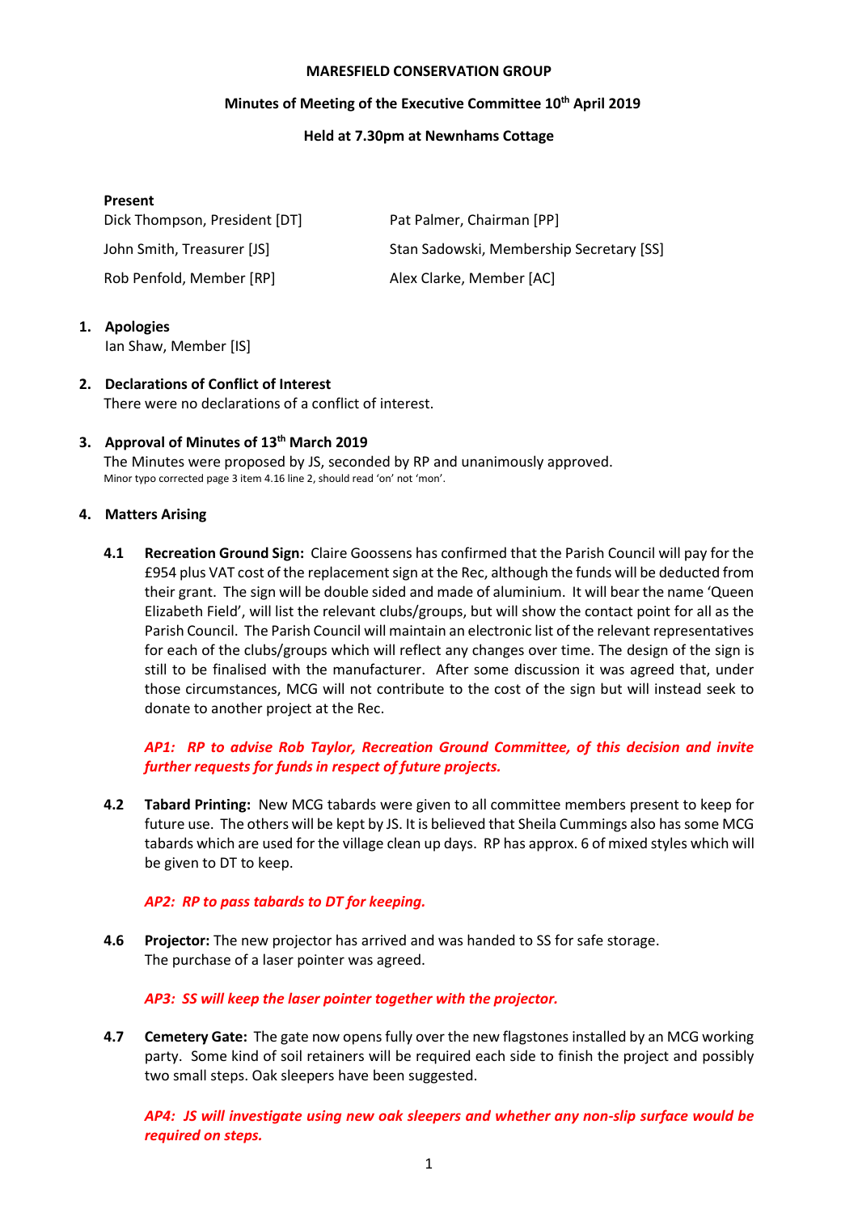**MARESFIELD CONSERVATION GROUP**

**Minutes of Meeting of the Executive Committee 10th April 2019**

**Held at 7.30pm at Newnhams Cottage**

**Present**

| | |
|---|---|
| Dick Thompson, President [DT] | Pat Palmer, Chairman [PP] |
| John Smith, Treasurer [JS] | Stan Sadowski, Membership Secretary [SS] |
| Rob Penfold, Member [RP] | Alex Clarke, Member [AC] |

1. **Apologies**
   Ian Shaw, Member [IS]

2. **Declarations of Conflict of Interest**
   There were no declarations of a conflict of interest.

3. **Approval of Minutes of 13th March 2019**
   The Minutes were proposed by JS, seconded by RP and unanimously approved.
   Minor typo corrected page 3 item 4.16 line 2, should read 'on' not 'mon'.

4. **Matters Arising**

   **4.1** **Recreation Ground Sign:** Claire Goossens has confirmed that the Parish Council will pay for the £954 plus VAT cost of the replacement sign at the Rec, although the funds will be deducted from their grant. The sign will be double sided and made of aluminium. It will bear the name 'Queen Elizabeth Field', will list the relevant clubs/groups, but will show the contact point for all as the Parish Council. The Parish Council will maintain an electronic list of the relevant representatives for each of the clubs/groups which will reflect any changes over time. The design of the sign is still to be finalised with the manufacturer. After some discussion it was agreed that, under those circumstances, MCG will not contribute to the cost of the sign but will instead seek to donate to another project at the Rec.

   ***AP1: RP to advise Rob Taylor, Recreation Ground Committee, of this decision and invite further requests for funds in respect of future projects.***

   **4.2** **Tabard Printing:** New MCG tabards were given to all committee members present to keep for future use. The others will be kept by JS. It is believed that Sheila Cummings also has some MCG tabards which are used for the village clean up days. RP has approx. 6 of mixed styles which will be given to DT to keep.

   ***AP2: RP to pass tabards to DT for keeping.***

   **4.6** **Projector:** The new projector has arrived and was handed to SS for safe storage.
   The purchase of a laser pointer was agreed.

   ***AP3: SS will keep the laser pointer together with the projector.***

   **4.7** **Cemetery Gate:** The gate now opens fully over the new flagstones installed by an MCG working party. Some kind of soil retainers will be required each side to finish the project and possibly two small steps. Oak sleepers have been suggested.

   ***AP4: JS will investigate using new oak sleepers and whether any non-slip surface would be required on steps.***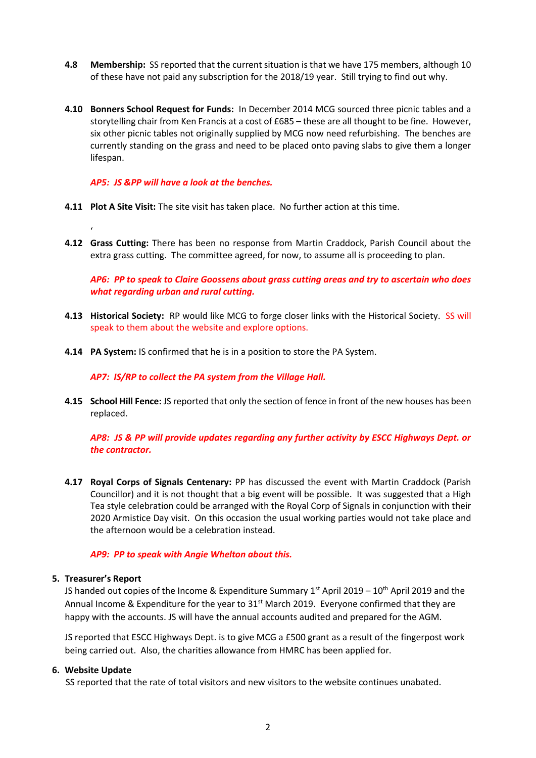**4.8 Membership:** SS reported that the current situation is that we have 175 members, although 10 of these have not paid any subscription for the 2018/19 year. Still trying to find out why.

**4.10 Bonners School Request for Funds:** In December 2014 MCG sourced three picnic tables and a storytelling chair from Ken Francis at a cost of £685 – these are all thought to be fine. However, six other picnic tables not originally supplied by MCG now need refurbishing. The benches are currently standing on the grass and need to be placed onto paving slabs to give them a longer lifespan.

***AP5: JS &PP will have a look at the benches.***

**4.11 Plot A Site Visit:** The site visit has taken place. No further action at this time.

‘

**4.12 Grass Cutting:** There has been no response from Martin Craddock, Parish Council about the extra grass cutting. The committee agreed, for now, to assume all is proceeding to plan.

***AP6: PP to speak to Claire Goossens about grass cutting areas and try to ascertain who does what regarding urban and rural cutting.***

**4.13 Historical Society:** RP would like MCG to forge closer links with the Historical Society. SS will speak to them about the website and explore options.

**4.14 PA System:** IS confirmed that he is in a position to store the PA System.

***AP7: IS/RP to collect the PA system from the Village Hall.***

**4.15 School Hill Fence:** JS reported that only the section of fence in front of the new houses has been replaced.

***AP8: JS & PP will provide updates regarding any further activity by ESCC Highways Dept. or the contractor.***

**4.17 Royal Corps of Signals Centenary:** PP has discussed the event with Martin Craddock (Parish Councillor) and it is not thought that a big event will be possible. It was suggested that a High Tea style celebration could be arranged with the Royal Corp of Signals in conjunction with their 2020 Armistice Day visit. On this occasion the usual working parties would not take place and the afternoon would be a celebration instead.

***AP9: PP to speak with Angie Whelton about this.***

**5. Treasurer's Report**

JS handed out copies of the Income & Expenditure Summary 1st April 2019 – 10th April 2019 and the Annual Income & Expenditure for the year to 31st March 2019. Everyone confirmed that they are happy with the accounts. JS will have the annual accounts audited and prepared for the AGM.

JS reported that ESCC Highways Dept. is to give MCG a £500 grant as a result of the fingerpost work being carried out. Also, the charities allowance from HMRC has been applied for.

**6. Website Update**

SS reported that the rate of total visitors and new visitors to the website continues unabated.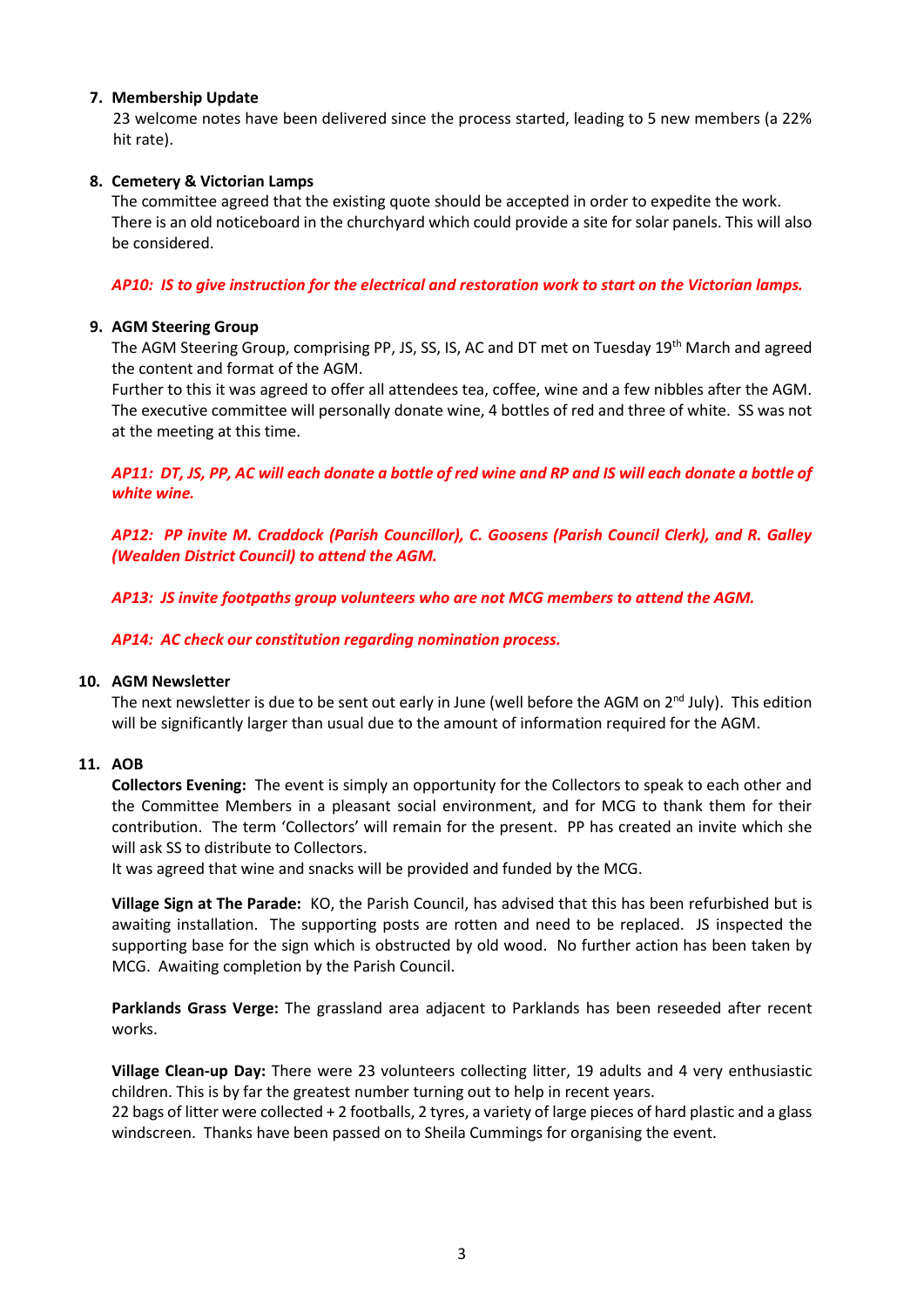7. **Membership Update**

   23 welcome notes have been delivered since the process started, leading to 5 new members (a 22% hit rate).

8. **Cemetery & Victorian Lamps**

   The committee agreed that the existing quote should be accepted in order to expedite the work. There is an old noticeboard in the churchyard which could provide a site for solar panels. This will also be considered.

   ***AP10: IS to give instruction for the electrical and restoration work to start on the Victorian lamps.***

9. **AGM Steering Group**

   The AGM Steering Group, comprising PP, JS, SS, IS, AC and DT met on Tuesday 19th March and agreed the content and format of the AGM.

   Further to this it was agreed to offer all attendees tea, coffee, wine and a few nibbles after the AGM. The executive committee will personally donate wine, 4 bottles of red and three of white. SS was not at the meeting at this time.

   ***AP11: DT, JS, PP, AC will each donate a bottle of red wine and RP and IS will each donate a bottle of white wine.***

   ***AP12: PP invite M. Craddock (Parish Councillor), C. Goosens (Parish Council Clerk), and R. Galley (Wealden District Council) to attend the AGM.***

   ***AP13: JS invite footpaths group volunteers who are not MCG members to attend the AGM.***

   ***AP14: AC check our constitution regarding nomination process.***

10. **AGM Newsletter**

    The next newsletter is due to be sent out early in June (well before the AGM on 2nd July). This edition will be significantly larger than usual due to the amount of information required for the AGM.

11. **AOB**

    **Collectors Evening:** The event is simply an opportunity for the Collectors to speak to each other and the Committee Members in a pleasant social environment, and for MCG to thank them for their contribution. The term 'Collectors' will remain for the present. PP has created an invite which she will ask SS to distribute to Collectors.

    It was agreed that wine and snacks will be provided and funded by the MCG.

    **Village Sign at The Parade:** KO, the Parish Council, has advised that this has been refurbished but is awaiting installation. The supporting posts are rotten and need to be replaced. JS inspected the supporting base for the sign which is obstructed by old wood. No further action has been taken by MCG. Awaiting completion by the Parish Council.

    **Parklands Grass Verge:** The grassland area adjacent to Parklands has been reseeded after recent works.

    **Village Clean-up Day:** There were 23 volunteers collecting litter, 19 adults and 4 very enthusiastic children. This is by far the greatest number turning out to help in recent years.

    22 bags of litter were collected + 2 footballs, 2 tyres, a variety of large pieces of hard plastic and a glass windscreen. Thanks have been passed on to Sheila Cummings for organising the event.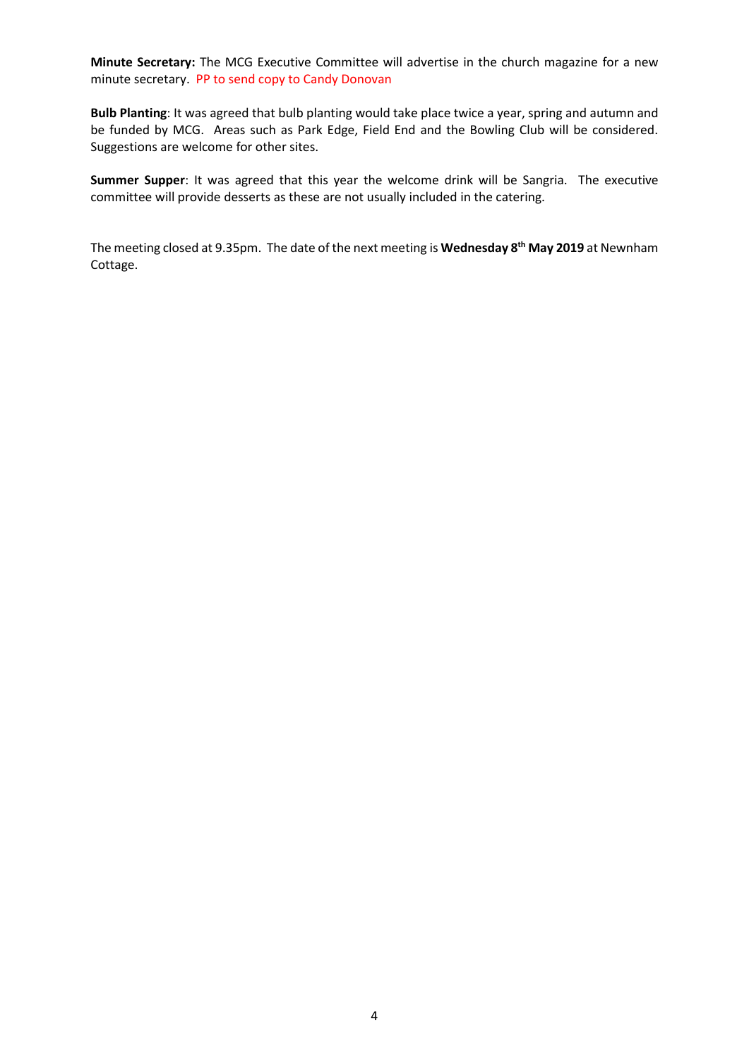**Minute Secretary:** The MCG Executive Committee will advertise in the church magazine for a new minute secretary. PP to send copy to Candy Donovan

**Bulb Planting**: It was agreed that bulb planting would take place twice a year, spring and autumn and be funded by MCG. Areas such as Park Edge, Field End and the Bowling Club will be considered. Suggestions are welcome for other sites.

**Summer Supper**: It was agreed that this year the welcome drink will be Sangria. The executive committee will provide desserts as these are not usually included in the catering.

The meeting closed at 9.35pm. The date of the next meeting is **Wednesday 8th May 2019** at Newnham Cottage.